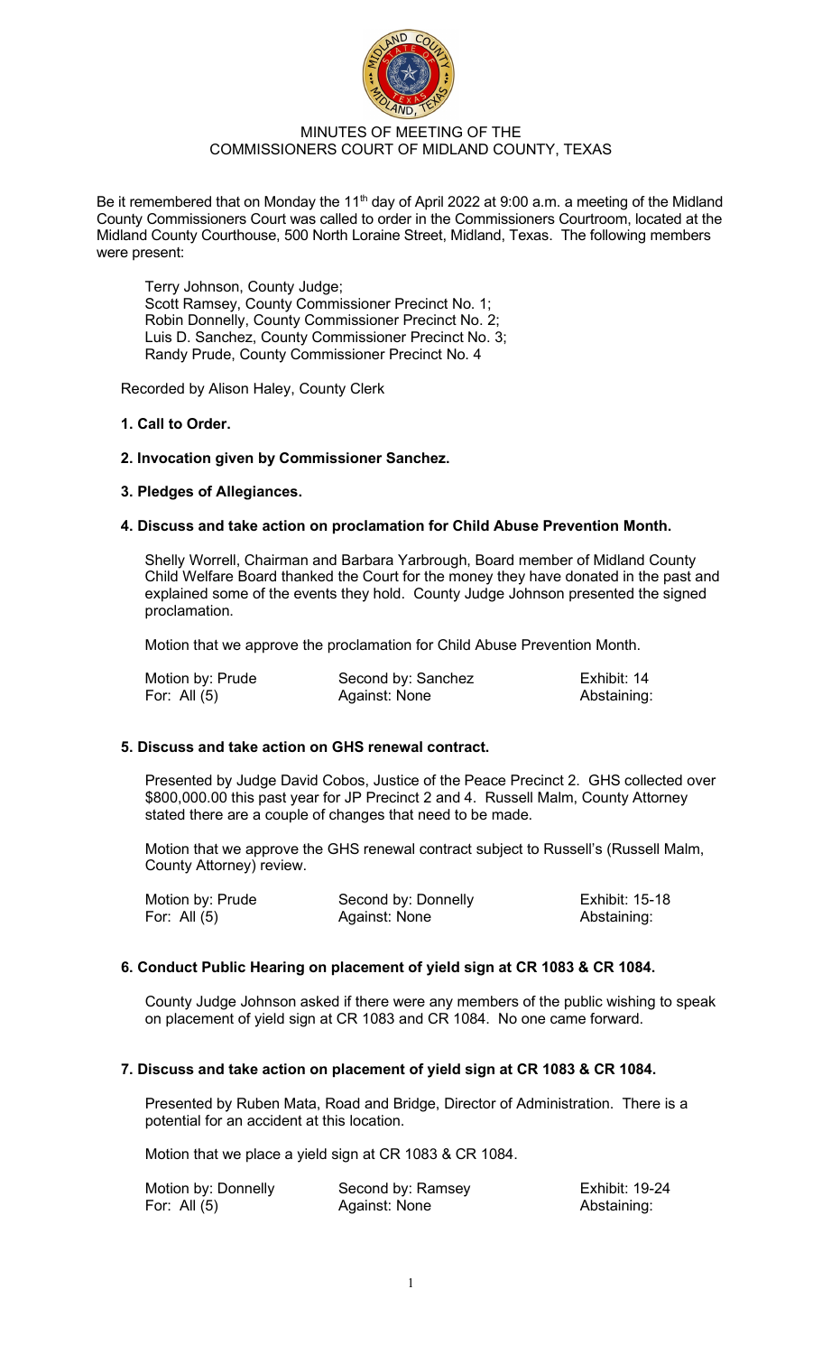MINUTES OF MEETING OF THE
COMMISSIONERS COURT OF MIDLAND COUNTY, TEXAS

Be it remembered that on Monday the 11th day of April 2022 at 9:00 a.m. a meeting of the Midland County Commissioners Court was called to order in the Commissioners Courtroom, located at the Midland County Courthouse, 500 North Loraine Street, Midland, Texas. The following members were present:

Terry Johnson, County Judge;
Scott Ramsey, County Commissioner Precinct No. 1;
Robin Donnelly, County Commissioner Precinct No. 2;
Luis D. Sanchez, County Commissioner Precinct No. 3;
Randy Prude, County Commissioner Precinct No. 4

Recorded by Alison Haley, County Clerk

**1. Call to Order.**

**2. Invocation given by Commissioner Sanchez.**

**3. Pledges of Allegiances.**

**4. Discuss and take action on proclamation for Child Abuse Prevention Month.**

Shelly Worrell, Chairman and Barbara Yarbrough, Board member of Midland County Child Welfare Board thanked the Court for the money they have donated in the past and explained some of the events they hold. County Judge Johnson presented the signed proclamation.

Motion that we approve the proclamation for Child Abuse Prevention Month.

| Motion by: Prude | Second by: Sanchez | Exhibit: 14 |
|---|---|---|
| For: All (5) | Against: None | Abstaining: |

**5. Discuss and take action on GHS renewal contract.**

Presented by Judge David Cobos, Justice of the Peace Precinct 2. GHS collected over $800,000.00 this past year for JP Precinct 2 and 4. Russell Malm, County Attorney stated there are a couple of changes that need to be made.

Motion that we approve the GHS renewal contract subject to Russell's (Russell Malm, County Attorney) review.

| Motion by: Prude | Second by: Donnelly | Exhibit: 15-18 |
|---|---|---|
| For: All (5) | Against: None | Abstaining: |

**6. Conduct Public Hearing on placement of yield sign at CR 1083 & CR 1084.**

County Judge Johnson asked if there were any members of the public wishing to speak on placement of yield sign at CR 1083 and CR 1084. No one came forward.

**7. Discuss and take action on placement of yield sign at CR 1083 & CR 1084.**

Presented by Ruben Mata, Road and Bridge, Director of Administration. There is a potential for an accident at this location.

Motion that we place a yield sign at CR 1083 & CR 1084.

| Motion by: Donnelly | Second by: Ramsey | Exhibit: 19-24 |
|---|---|---|
| For: All (5) | Against: None | Abstaining: |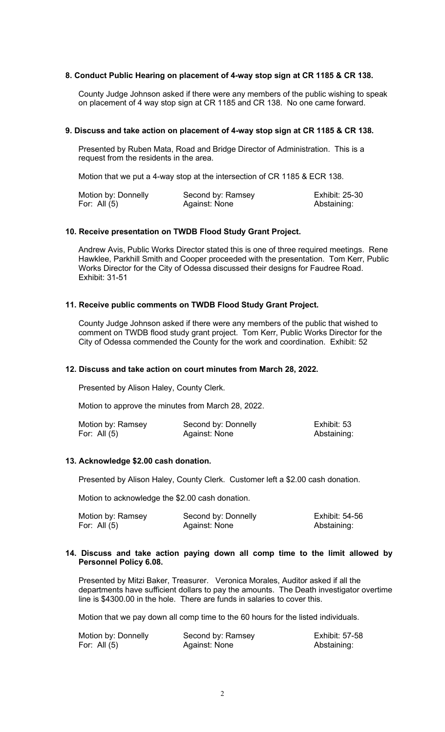**8. Conduct Public Hearing on placement of 4-way stop sign at CR 1185 & CR 138.**

County Judge Johnson asked if there were any members of the public wishing to speak on placement of 4 way stop sign at CR 1185 and CR 138. No one came forward.

**9. Discuss and take action on placement of 4-way stop sign at CR 1185 & CR 138.**

Presented by Ruben Mata, Road and Bridge Director of Administration. This is a request from the residents in the area.

Motion that we put a 4-way stop at the intersection of CR 1185 & ECR 138.

| Motion by: Donnelly | Second by: Ramsey | Exhibit: 25-30 |
|---|---|---|
| For: All (5) | Against: None | Abstaining: |

**10. Receive presentation on TWDB Flood Study Grant Project.**

Andrew Avis, Public Works Director stated this is one of three required meetings. Rene Hawklee, Parkhill Smith and Cooper proceeded with the presentation. Tom Kerr, Public Works Director for the City of Odessa discussed their designs for Faudree Road. Exhibit: 31-51

**11. Receive public comments on TWDB Flood Study Grant Project.**

County Judge Johnson asked if there were any members of the public that wished to comment on TWDB flood study grant project. Tom Kerr, Public Works Director for the City of Odessa commended the County for the work and coordination. Exhibit: 52

**12. Discuss and take action on court minutes from March 28, 2022.**

Presented by Alison Haley, County Clerk.

Motion to approve the minutes from March 28, 2022.

| Motion by: Ramsey | Second by: Donnelly | Exhibit: 53 |
|---|---|---|
| For: All (5) | Against: None | Abstaining: |

**13. Acknowledge $2.00 cash donation.**

Presented by Alison Haley, County Clerk. Customer left a $2.00 cash donation.

Motion to acknowledge the $2.00 cash donation.

| Motion by: Ramsey | Second by: Donnelly | Exhibit: 54-56 |
|---|---|---|
| For: All (5) | Against: None | Abstaining: |

**14. Discuss and take action paying down all comp time to the limit allowed by Personnel Policy 6.08.**

Presented by Mitzi Baker, Treasurer. Veronica Morales, Auditor asked if all the departments have sufficient dollars to pay the amounts. The Death investigator overtime line is $4300.00 in the hole. There are funds in salaries to cover this.

Motion that we pay down all comp time to the 60 hours for the listed individuals.

| Motion by: Donnelly | Second by: Ramsey | Exhibit: 57-58 |
|---|---|---|
| For: All (5) | Against: None | Abstaining: |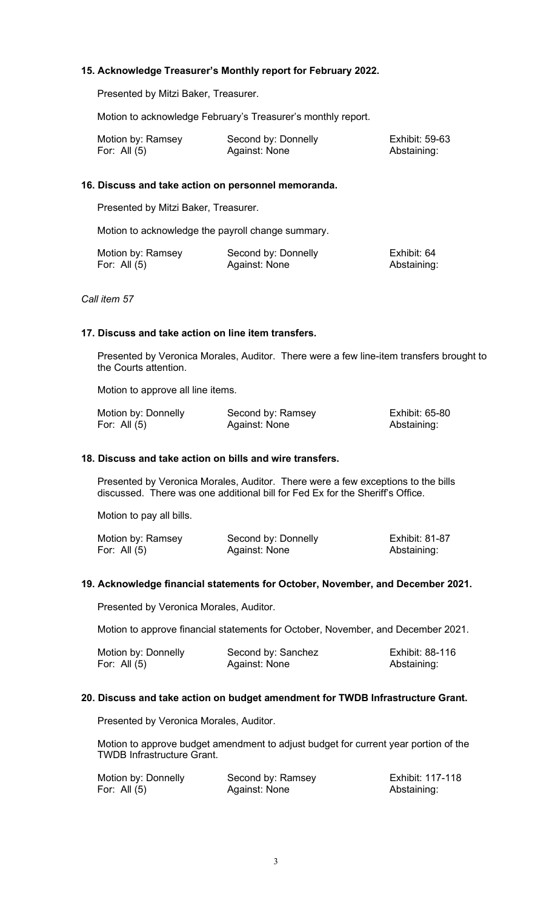**15. Acknowledge Treasurer's Monthly report for February 2022.**

Presented by Mitzi Baker, Treasurer.

Motion to acknowledge February's Treasurer's monthly report.

| Motion by: Ramsey | Second by: Donnelly | Exhibit: 59-63 |
|---|---|---|
| For: All (5) | Against: None | Abstaining: |

**16. Discuss and take action on personnel memoranda.**

Presented by Mitzi Baker, Treasurer.

Motion to acknowledge the payroll change summary.

| Motion by: Ramsey | Second by: Donnelly | Exhibit: 64 |
|---|---|---|
| For: All (5) | Against: None | Abstaining: |

*Call item 57*

**17. Discuss and take action on line item transfers.**

Presented by Veronica Morales, Auditor. There were a few line-item transfers brought to the Courts attention.

Motion to approve all line items.

| Motion by: Donnelly | Second by: Ramsey | Exhibit: 65-80 |
|---|---|---|
| For: All (5) | Against: None | Abstaining: |

**18. Discuss and take action on bills and wire transfers.**

Presented by Veronica Morales, Auditor. There were a few exceptions to the bills discussed. There was one additional bill for Fed Ex for the Sheriff's Office.

Motion to pay all bills.

| Motion by: Ramsey | Second by: Donnelly | Exhibit: 81-87 |
|---|---|---|
| For: All (5) | Against: None | Abstaining: |

**19. Acknowledge financial statements for October, November, and December 2021.**

Presented by Veronica Morales, Auditor.

Motion to approve financial statements for October, November, and December 2021.

| Motion by: Donnelly | Second by: Sanchez | Exhibit: 88-116 |
|---|---|---|
| For: All (5) | Against: None | Abstaining: |

**20. Discuss and take action on budget amendment for TWDB Infrastructure Grant.**

Presented by Veronica Morales, Auditor.

Motion to approve budget amendment to adjust budget for current year portion of the TWDB Infrastructure Grant.

| Motion by: Donnelly | Second by: Ramsey | Exhibit: 117-118 |
|---|---|---|
| For: All (5) | Against: None | Abstaining: |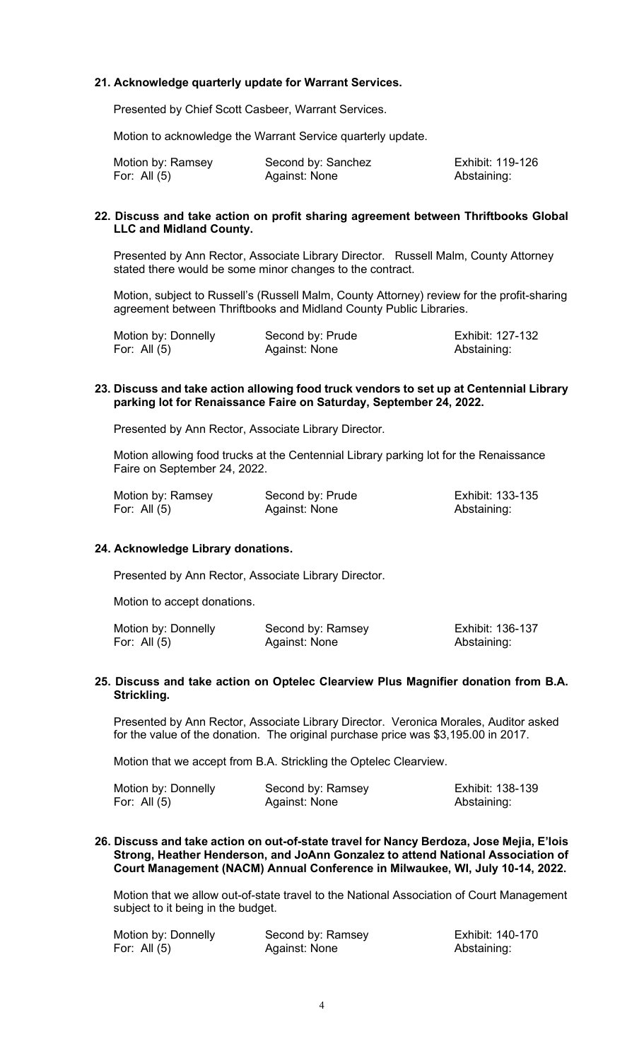**21. Acknowledge quarterly update for Warrant Services.**

Presented by Chief Scott Casbeer, Warrant Services.

Motion to acknowledge the Warrant Service quarterly update.

| Motion by: Ramsey | Second by: Sanchez | Exhibit: 119-126 |
| --- | --- | --- |
| For: All (5) | Against: None | Abstaining: |

**22. Discuss and take action on profit sharing agreement between Thriftbooks Global LLC and Midland County.**

Presented by Ann Rector, Associate Library Director. Russell Malm, County Attorney stated there would be some minor changes to the contract.

Motion, subject to Russell's (Russell Malm, County Attorney) review for the profit-sharing agreement between Thriftbooks and Midland County Public Libraries.

| Motion by: Donnelly | Second by: Prude | Exhibit: 127-132 |
| --- | --- | --- |
| For: All (5) | Against: None | Abstaining: |

**23. Discuss and take action allowing food truck vendors to set up at Centennial Library parking lot for Renaissance Faire on Saturday, September 24, 2022.**

Presented by Ann Rector, Associate Library Director.

Motion allowing food trucks at the Centennial Library parking lot for the Renaissance Faire on September 24, 2022.

| Motion by: Ramsey | Second by: Prude | Exhibit: 133-135 |
| --- | --- | --- |
| For: All (5) | Against: None | Abstaining: |

**24. Acknowledge Library donations.**

Presented by Ann Rector, Associate Library Director.

Motion to accept donations.

| Motion by: Donnelly | Second by: Ramsey | Exhibit: 136-137 |
| --- | --- | --- |
| For: All (5) | Against: None | Abstaining: |

**25. Discuss and take action on Optelec Clearview Plus Magnifier donation from B.A. Strickling.**

Presented by Ann Rector, Associate Library Director. Veronica Morales, Auditor asked for the value of the donation. The original purchase price was $3,195.00 in 2017.

Motion that we accept from B.A. Strickling the Optelec Clearview.

| Motion by: Donnelly | Second by: Ramsey | Exhibit: 138-139 |
| --- | --- | --- |
| For: All (5) | Against: None | Abstaining: |

**26. Discuss and take action on out-of-state travel for Nancy Berdoza, Jose Mejia, E'lois Strong, Heather Henderson, and JoAnn Gonzalez to attend National Association of Court Management (NACM) Annual Conference in Milwaukee, WI, July 10-14, 2022.**

Motion that we allow out-of-state travel to the National Association of Court Management subject to it being in the budget.

| Motion by: Donnelly | Second by: Ramsey | Exhibit: 140-170 |
| --- | --- | --- |
| For: All (5) | Against: None | Abstaining: |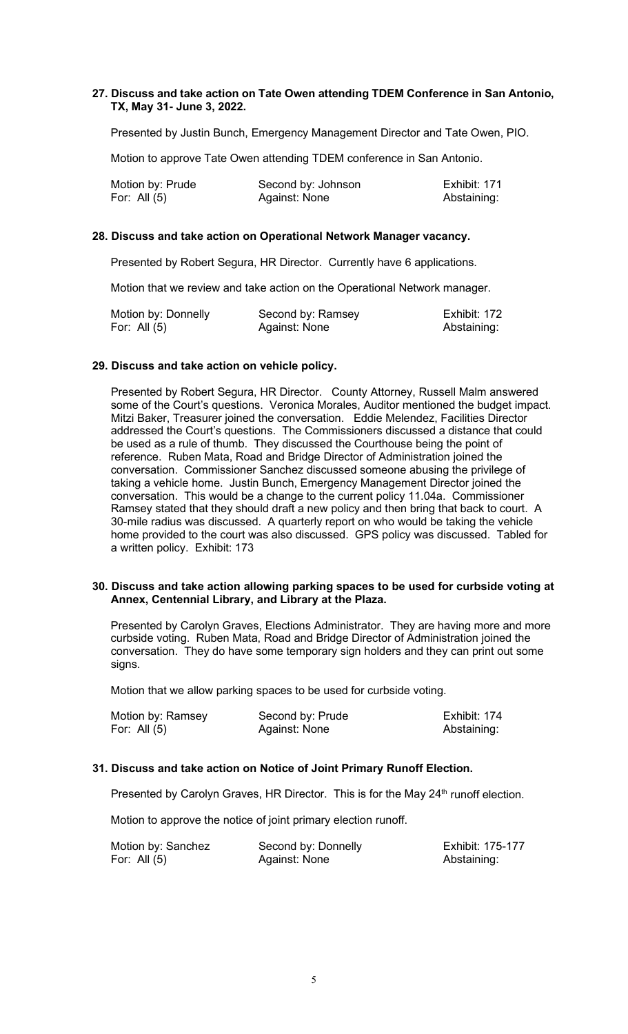**27. Discuss and take action on Tate Owen attending TDEM Conference in San Antonio, TX, May 31- June 3, 2022.**

Presented by Justin Bunch, Emergency Management Director and Tate Owen, PIO.

Motion to approve Tate Owen attending TDEM conference in San Antonio.

| | | |
|---|---|---|
| Motion by: Prude | Second by: Johnson | Exhibit: 171 |
| For: All (5) | Against: None | Abstaining: |

**28. Discuss and take action on Operational Network Manager vacancy.**

Presented by Robert Segura, HR Director. Currently have 6 applications.

Motion that we review and take action on the Operational Network manager.

| | | |
|---|---|---|
| Motion by: Donnelly | Second by: Ramsey | Exhibit: 172 |
| For: All (5) | Against: None | Abstaining: |

**29. Discuss and take action on vehicle policy.**

Presented by Robert Segura, HR Director. County Attorney, Russell Malm answered some of the Court's questions. Veronica Morales, Auditor mentioned the budget impact. Mitzi Baker, Treasurer joined the conversation. Eddie Melendez, Facilities Director addressed the Court's questions. The Commissioners discussed a distance that could be used as a rule of thumb. They discussed the Courthouse being the point of reference. Ruben Mata, Road and Bridge Director of Administration joined the conversation. Commissioner Sanchez discussed someone abusing the privilege of taking a vehicle home. Justin Bunch, Emergency Management Director joined the conversation. This would be a change to the current policy 11.04a. Commissioner Ramsey stated that they should draft a new policy and then bring that back to court. A 30-mile radius was discussed. A quarterly report on who would be taking the vehicle home provided to the court was also discussed. GPS policy was discussed. Tabled for a written policy. Exhibit: 173

**30. Discuss and take action allowing parking spaces to be used for curbside voting at Annex, Centennial Library, and Library at the Plaza.**

Presented by Carolyn Graves, Elections Administrator. They are having more and more curbside voting. Ruben Mata, Road and Bridge Director of Administration joined the conversation. They do have some temporary sign holders and they can print out some signs.

Motion that we allow parking spaces to be used for curbside voting.

| | | |
|---|---|---|
| Motion by: Ramsey | Second by: Prude | Exhibit: 174 |
| For: All (5) | Against: None | Abstaining: |

**31. Discuss and take action on Notice of Joint Primary Runoff Election.**

Presented by Carolyn Graves, HR Director. This is for the May 24th runoff election.

Motion to approve the notice of joint primary election runoff.

| | | |
|---|---|---|
| Motion by: Sanchez | Second by: Donnelly | Exhibit: 175-177 |
| For: All (5) | Against: None | Abstaining: |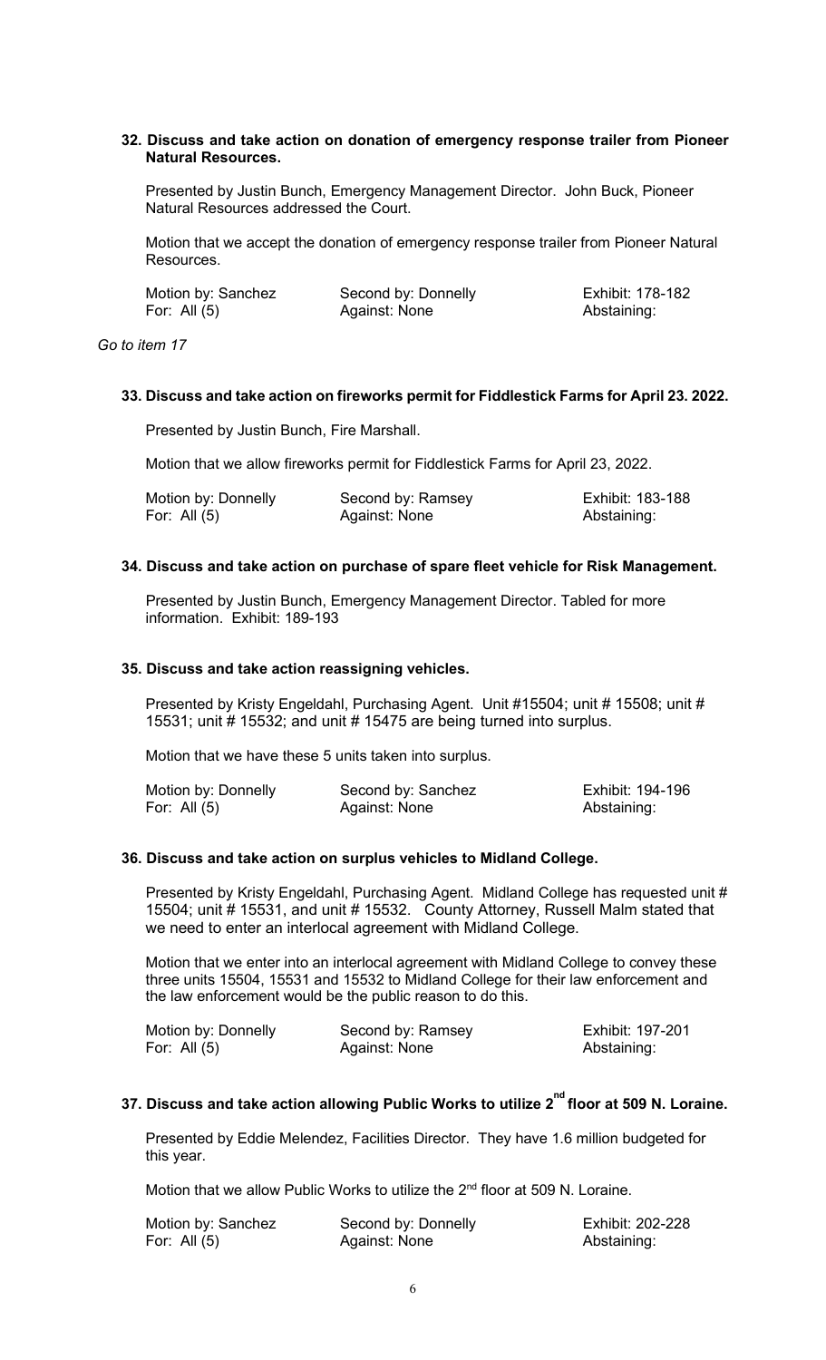**32. Discuss and take action on donation of emergency response trailer from Pioneer Natural Resources.**

Presented by Justin Bunch, Emergency Management Director. John Buck, Pioneer Natural Resources addressed the Court.

Motion that we accept the donation of emergency response trailer from Pioneer Natural Resources.

| Motion by: Sanchez | Second by: Donnelly | Exhibit: 178-182 |
|---|---|---|
| For: All (5) | Against: None | Abstaining: |

*Go to item 17*

**33. Discuss and take action on fireworks permit for Fiddlestick Farms for April 23. 2022.**

Presented by Justin Bunch, Fire Marshall.

Motion that we allow fireworks permit for Fiddlestick Farms for April 23, 2022.

| Motion by: Donnelly | Second by: Ramsey | Exhibit: 183-188 |
|---|---|---|
| For: All (5) | Against: None | Abstaining: |

**34. Discuss and take action on purchase of spare fleet vehicle for Risk Management.**

Presented by Justin Bunch, Emergency Management Director. Tabled for more information. Exhibit: 189-193

**35. Discuss and take action reassigning vehicles.**

Presented by Kristy Engeldahl, Purchasing Agent. Unit #15504; unit # 15508; unit # 15531; unit # 15532; and unit # 15475 are being turned into surplus.

Motion that we have these 5 units taken into surplus.

| Motion by: Donnelly | Second by: Sanchez | Exhibit: 194-196 |
|---|---|---|
| For: All (5) | Against: None | Abstaining: |

**36. Discuss and take action on surplus vehicles to Midland College.**

Presented by Kristy Engeldahl, Purchasing Agent. Midland College has requested unit # 15504; unit # 15531, and unit # 15532. County Attorney, Russell Malm stated that we need to enter an interlocal agreement with Midland College.

Motion that we enter into an interlocal agreement with Midland College to convey these three units 15504, 15531 and 15532 to Midland College for their law enforcement and the law enforcement would be the public reason to do this.

| Motion by: Donnelly | Second by: Ramsey | Exhibit: 197-201 |
|---|---|---|
| For: All (5) | Against: None | Abstaining: |

**37. Discuss and take action allowing Public Works to utilize 2nd floor at 509 N. Loraine.**

Presented by Eddie Melendez, Facilities Director. They have 1.6 million budgeted for this year.

Motion that we allow Public Works to utilize the 2nd floor at 509 N. Loraine.

| Motion by: Sanchez | Second by: Donnelly | Exhibit: 202-228 |
|---|---|---|
| For: All (5) | Against: None | Abstaining: |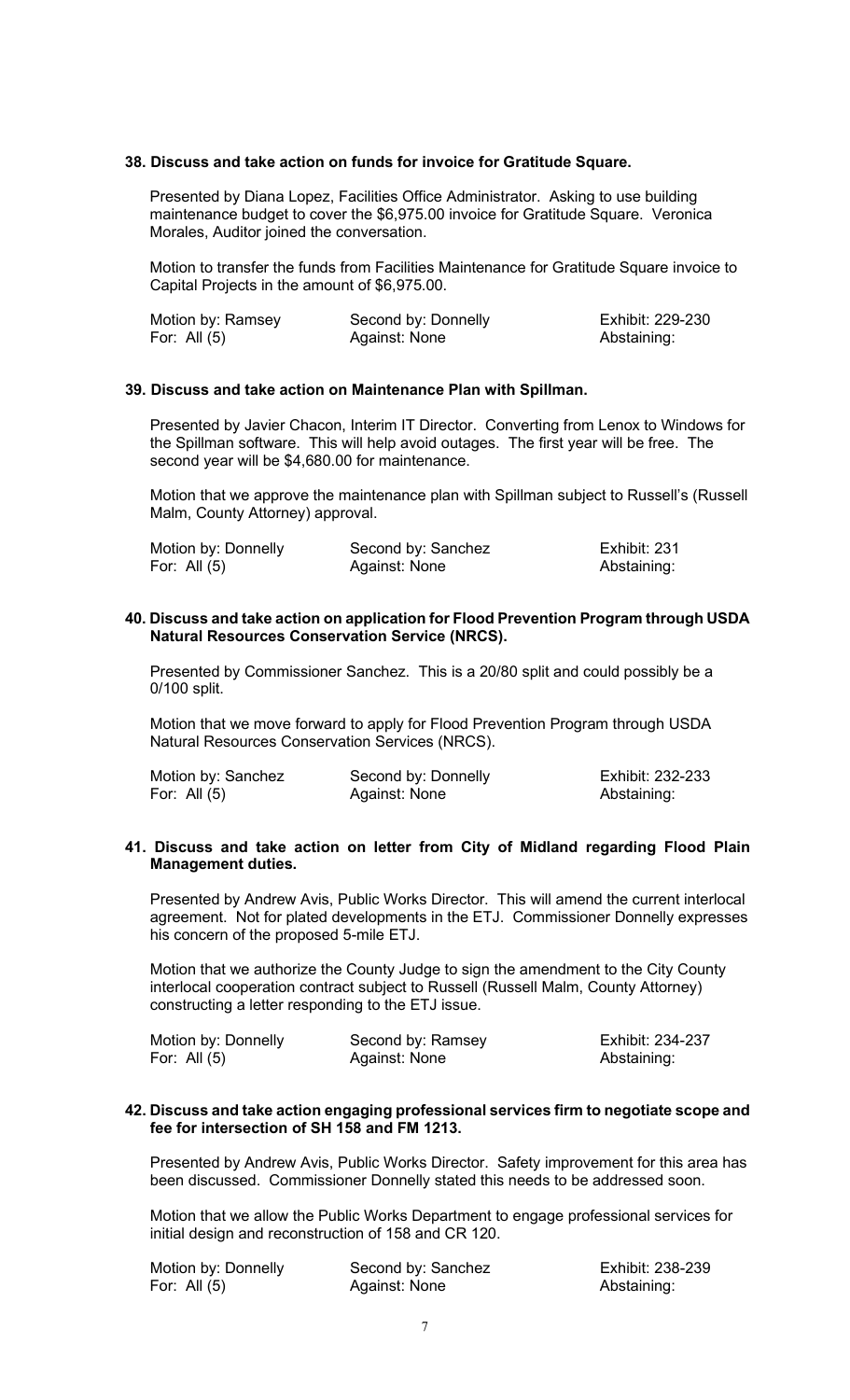**38. Discuss and take action on funds for invoice for Gratitude Square.**

Presented by Diana Lopez, Facilities Office Administrator. Asking to use building maintenance budget to cover the $6,975.00 invoice for Gratitude Square. Veronica Morales, Auditor joined the conversation.

Motion to transfer the funds from Facilities Maintenance for Gratitude Square invoice to Capital Projects in the amount of $6,975.00.

| | | |
|---|---|---|
| Motion by: Ramsey | Second by: Donnelly | Exhibit: 229-230 |
| For: All (5) | Against: None | Abstaining: |

**39. Discuss and take action on Maintenance Plan with Spillman.**

Presented by Javier Chacon, Interim IT Director. Converting from Lenox to Windows for the Spillman software. This will help avoid outages. The first year will be free. The second year will be $4,680.00 for maintenance.

Motion that we approve the maintenance plan with Spillman subject to Russell's (Russell Malm, County Attorney) approval.

| | | |
|---|---|---|
| Motion by: Donnelly | Second by: Sanchez | Exhibit: 231 |
| For: All (5) | Against: None | Abstaining: |

**40. Discuss and take action on application for Flood Prevention Program through USDA Natural Resources Conservation Service (NRCS).**

Presented by Commissioner Sanchez. This is a 20/80 split and could possibly be a 0/100 split.

Motion that we move forward to apply for Flood Prevention Program through USDA Natural Resources Conservation Services (NRCS).

| | | |
|---|---|---|
| Motion by: Sanchez | Second by: Donnelly | Exhibit: 232-233 |
| For: All (5) | Against: None | Abstaining: |

**41. Discuss and take action on letter from City of Midland regarding Flood Plain Management duties.**

Presented by Andrew Avis, Public Works Director. This will amend the current interlocal agreement. Not for plated developments in the ETJ. Commissioner Donnelly expresses his concern of the proposed 5-mile ETJ.

Motion that we authorize the County Judge to sign the amendment to the City County interlocal cooperation contract subject to Russell (Russell Malm, County Attorney) constructing a letter responding to the ETJ issue.

| | | |
|---|---|---|
| Motion by: Donnelly | Second by: Ramsey | Exhibit: 234-237 |
| For: All (5) | Against: None | Abstaining: |

**42. Discuss and take action engaging professional services firm to negotiate scope and fee for intersection of SH 158 and FM 1213.**

Presented by Andrew Avis, Public Works Director. Safety improvement for this area has been discussed. Commissioner Donnelly stated this needs to be addressed soon.

Motion that we allow the Public Works Department to engage professional services for initial design and reconstruction of 158 and CR 120.

| | | |
|---|---|---|
| Motion by: Donnelly | Second by: Sanchez | Exhibit: 238-239 |
| For: All (5) | Against: None | Abstaining: |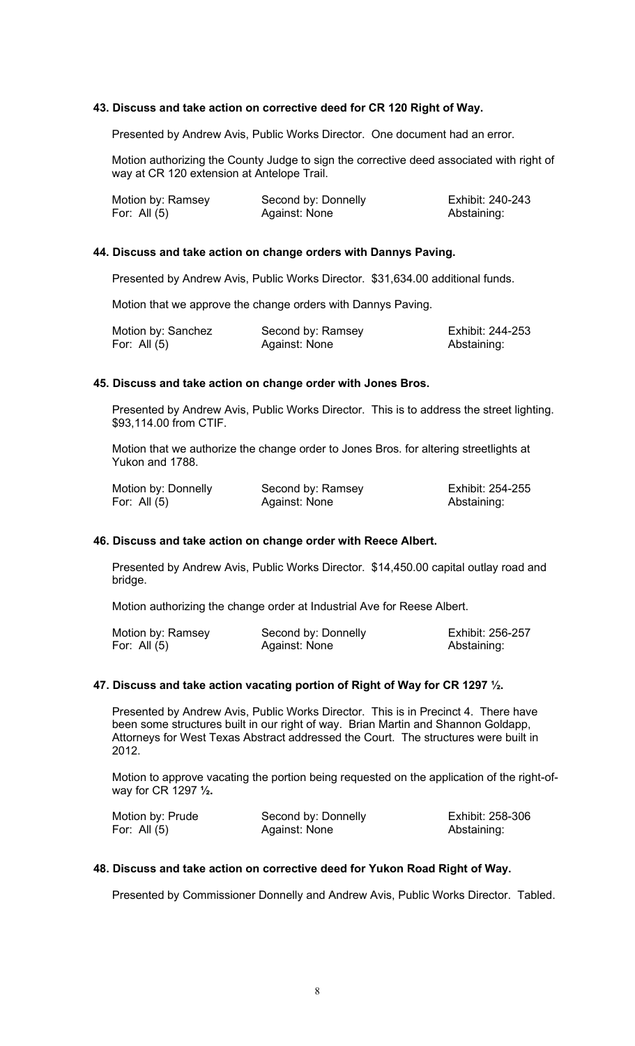### 43. Discuss and take action on corrective deed for CR 120 Right of Way.

Presented by Andrew Avis, Public Works Director. One document had an error.

Motion authorizing the County Judge to sign the corrective deed associated with right of way at CR 120 extension at Antelope Trail.

| Motion by: Ramsey | Second by: Donnelly | Exhibit: 240-243 |
|---|---|---|
| For: All (5) | Against: None | Abstaining: |

### 44. Discuss and take action on change orders with Dannys Paving.

Presented by Andrew Avis, Public Works Director. $31,634.00 additional funds.

Motion that we approve the change orders with Dannys Paving.

| Motion by: Sanchez | Second by: Ramsey | Exhibit: 244-253 |
|---|---|---|
| For: All (5) | Against: None | Abstaining: |

### 45. Discuss and take action on change order with Jones Bros.

Presented by Andrew Avis, Public Works Director. This is to address the street lighting. $93,114.00 from CTIF.

Motion that we authorize the change order to Jones Bros. for altering streetlights at Yukon and 1788.

| Motion by: Donnelly | Second by: Ramsey | Exhibit: 254-255 |
|---|---|---|
| For: All (5) | Against: None | Abstaining: |

### 46. Discuss and take action on change order with Reece Albert.

Presented by Andrew Avis, Public Works Director. $14,450.00 capital outlay road and bridge.

Motion authorizing the change order at Industrial Ave for Reese Albert.

| Motion by: Ramsey | Second by: Donnelly | Exhibit: 256-257 |
|---|---|---|
| For: All (5) | Against: None | Abstaining: |

### 47. Discuss and take action vacating portion of Right of Way for CR 1297 ½.

Presented by Andrew Avis, Public Works Director. This is in Precinct 4. There have been some structures built in our right of way. Brian Martin and Shannon Goldapp, Attorneys for West Texas Abstract addressed the Court. The structures were built in 2012.

Motion to approve vacating the portion being requested on the application of the right-of-way for CR 1297 **½.**

| Motion by: Prude | Second by: Donnelly | Exhibit: 258-306 |
|---|---|---|
| For: All (5) | Against: None | Abstaining: |

### 48. Discuss and take action on corrective deed for Yukon Road Right of Way.

Presented by Commissioner Donnelly and Andrew Avis, Public Works Director. Tabled.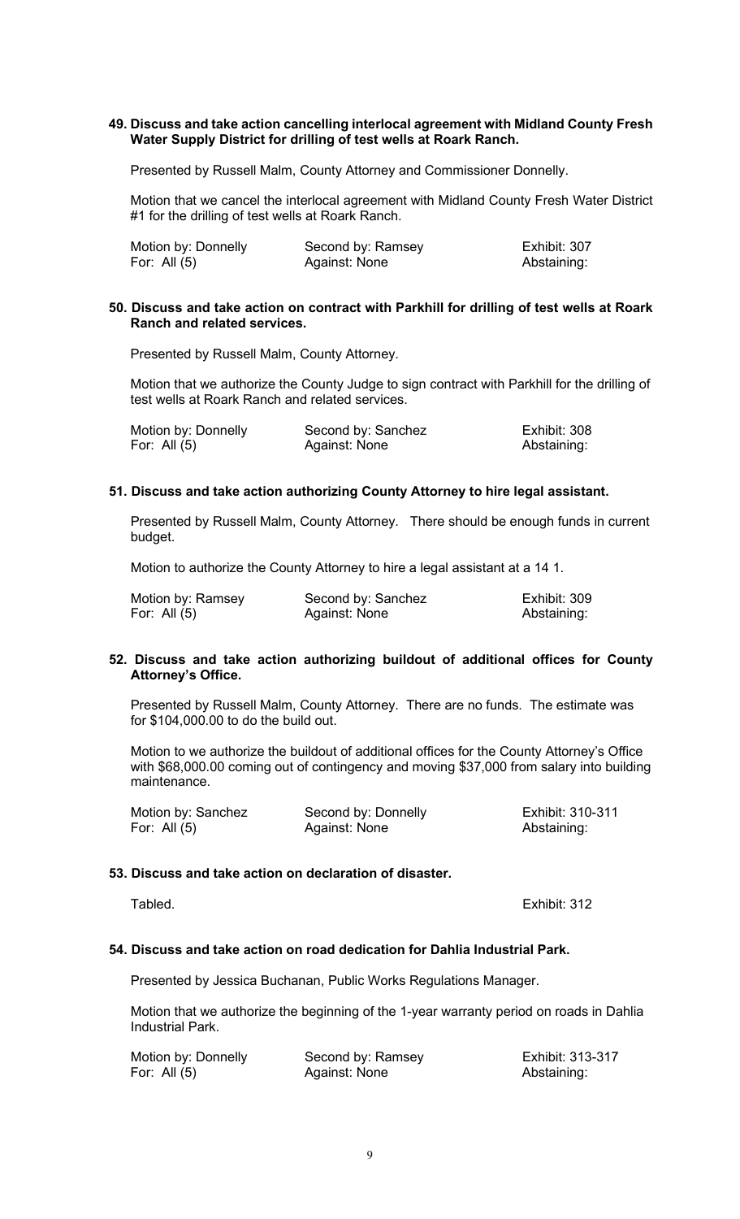**49. Discuss and take action cancelling interlocal agreement with Midland County Fresh Water Supply District for drilling of test wells at Roark Ranch.**

Presented by Russell Malm, County Attorney and Commissioner Donnelly.

Motion that we cancel the interlocal agreement with Midland County Fresh Water District #1 for the drilling of test wells at Roark Ranch.

| | | |
|---|---|---|
| Motion by: Donnelly | Second by: Ramsey | Exhibit: 307 |
| For: All (5) | Against: None | Abstaining: |

**50. Discuss and take action on contract with Parkhill for drilling of test wells at Roark Ranch and related services.**

Presented by Russell Malm, County Attorney.

Motion that we authorize the County Judge to sign contract with Parkhill for the drilling of test wells at Roark Ranch and related services.

| | | |
|---|---|---|
| Motion by: Donnelly | Second by: Sanchez | Exhibit: 308 |
| For: All (5) | Against: None | Abstaining: |

**51. Discuss and take action authorizing County Attorney to hire legal assistant.**

Presented by Russell Malm, County Attorney. There should be enough funds in current budget.

Motion to authorize the County Attorney to hire a legal assistant at a 14 1.

| | | |
|---|---|---|
| Motion by: Ramsey | Second by: Sanchez | Exhibit: 309 |
| For: All (5) | Against: None | Abstaining: |

**52. Discuss and take action authorizing buildout of additional offices for County Attorney's Office.**

Presented by Russell Malm, County Attorney. There are no funds. The estimate was for $104,000.00 to do the build out.

Motion to we authorize the buildout of additional offices for the County Attorney's Office with $68,000.00 coming out of contingency and moving $37,000 from salary into building maintenance.

| | | |
|---|---|---|
| Motion by: Sanchez | Second by: Donnelly | Exhibit: 310-311 |
| For: All (5) | Against: None | Abstaining: |

**53. Discuss and take action on declaration of disaster.**

Tabled. Exhibit: 312

**54. Discuss and take action on road dedication for Dahlia Industrial Park.**

Presented by Jessica Buchanan, Public Works Regulations Manager.

Motion that we authorize the beginning of the 1-year warranty period on roads in Dahlia Industrial Park.

| | | |
|---|---|---|
| Motion by: Donnelly | Second by: Ramsey | Exhibit: 313-317 |
| For: All (5) | Against: None | Abstaining: |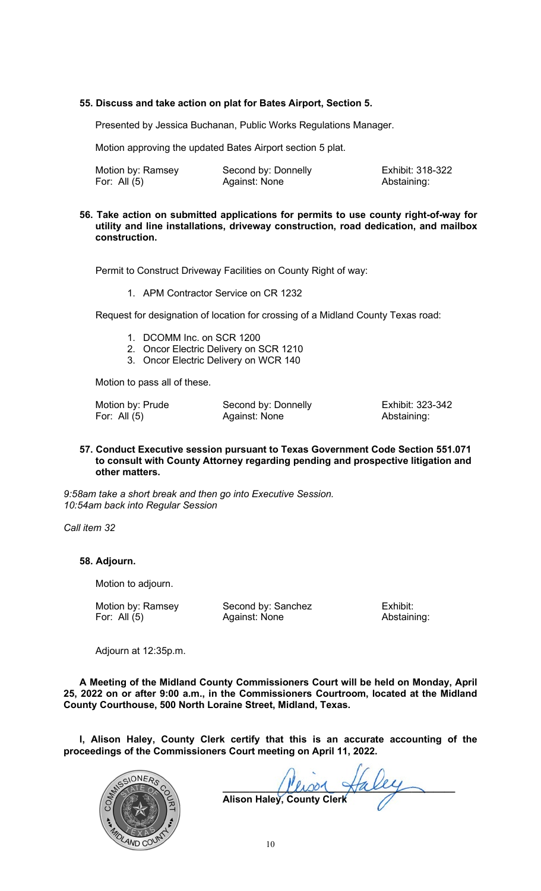**55. Discuss and take action on plat for Bates Airport, Section 5.**

Presented by Jessica Buchanan, Public Works Regulations Manager.

Motion approving the updated Bates Airport section 5 plat.

| | | |
|---|---|---|
| Motion by: Ramsey | Second by: Donnelly | Exhibit: 318-322 |
| For: All (5) | Against: None | Abstaining: |

**56. Take action on submitted applications for permits to use county right-of-way for utility and line installations, driveway construction, road dedication, and mailbox construction.**

Permit to Construct Driveway Facilities on County Right of way:

1. APM Contractor Service on CR 1232

Request for designation of location for crossing of a Midland County Texas road:

1. DCOMM Inc. on SCR 1200
2. Oncor Electric Delivery on SCR 1210
3. Oncor Electric Delivery on WCR 140

Motion to pass all of these.

| | | |
|---|---|---|
| Motion by: Prude | Second by: Donnelly | Exhibit: 323-342 |
| For: All (5) | Against: None | Abstaining: |

**57. Conduct Executive session pursuant to Texas Government Code Section 551.071 to consult with County Attorney regarding pending and prospective litigation and other matters.**

*9:58am take a short break and then go into Executive Session.*
*10:54am back into Regular Session*

*Call item 32*

**58. Adjourn.**

Motion to adjourn.

| | | |
|---|---|---|
| Motion by: Ramsey | Second by: Sanchez | Exhibit: |
| For: All (5) | Against: None | Abstaining: |

Adjourn at 12:35p.m.

**A Meeting of the Midland County Commissioners Court will be held on Monday, April 25, 2022 on or after 9:00 a.m., in the Commissioners Courtroom, located at the Midland County Courthouse, 500 North Loraine Street, Midland, Texas.**

**I, Alison Haley, County Clerk certify that this is an accurate accounting of the proceedings of the Commissioners Court meeting on April 11, 2022.**

**Alison Haley, County Clerk**